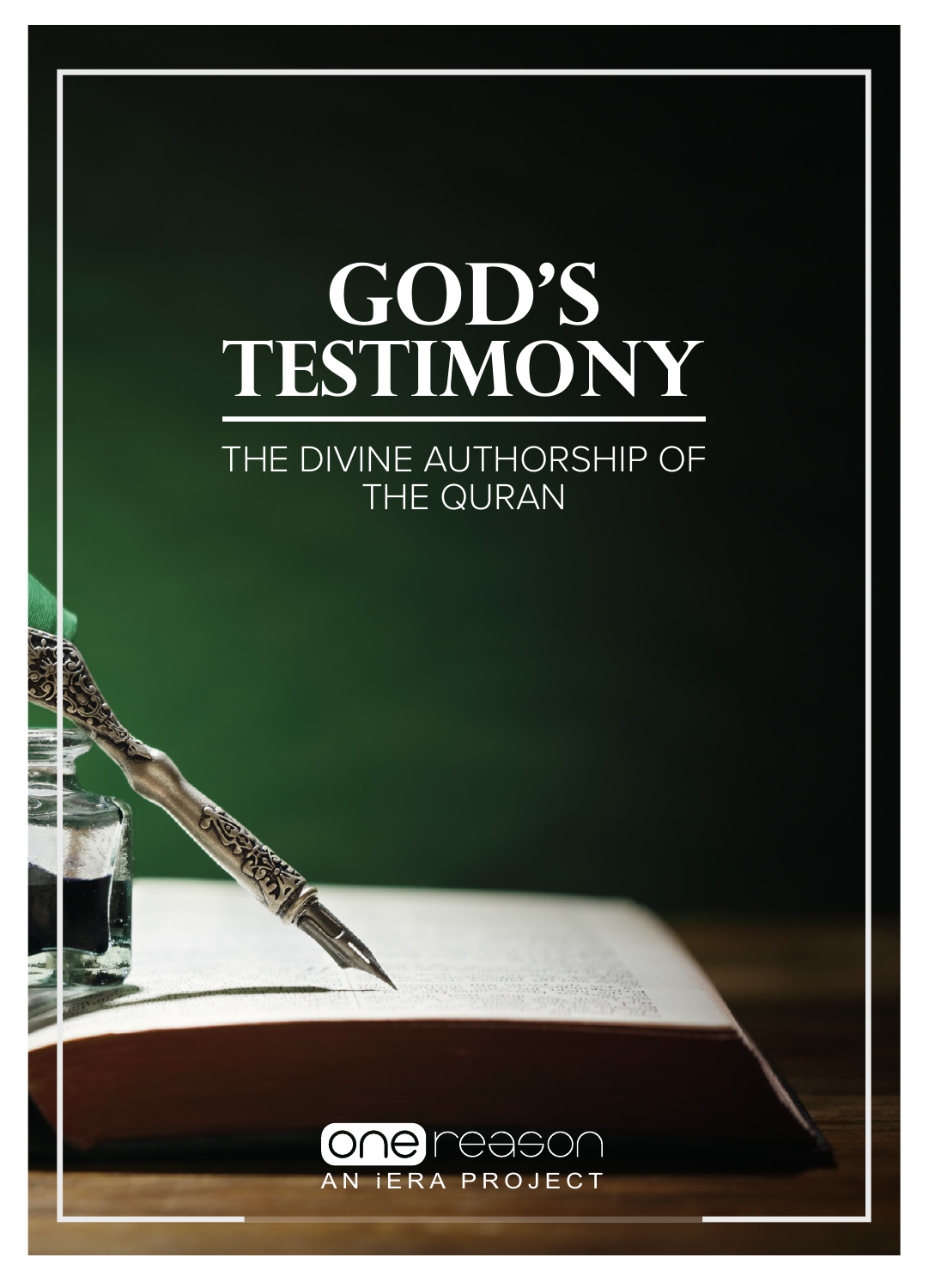# GOD'S TESTIMONY

THE DIVINE AUTHORSHIP OF THE QURAN

one reason

AN iERA PROJECT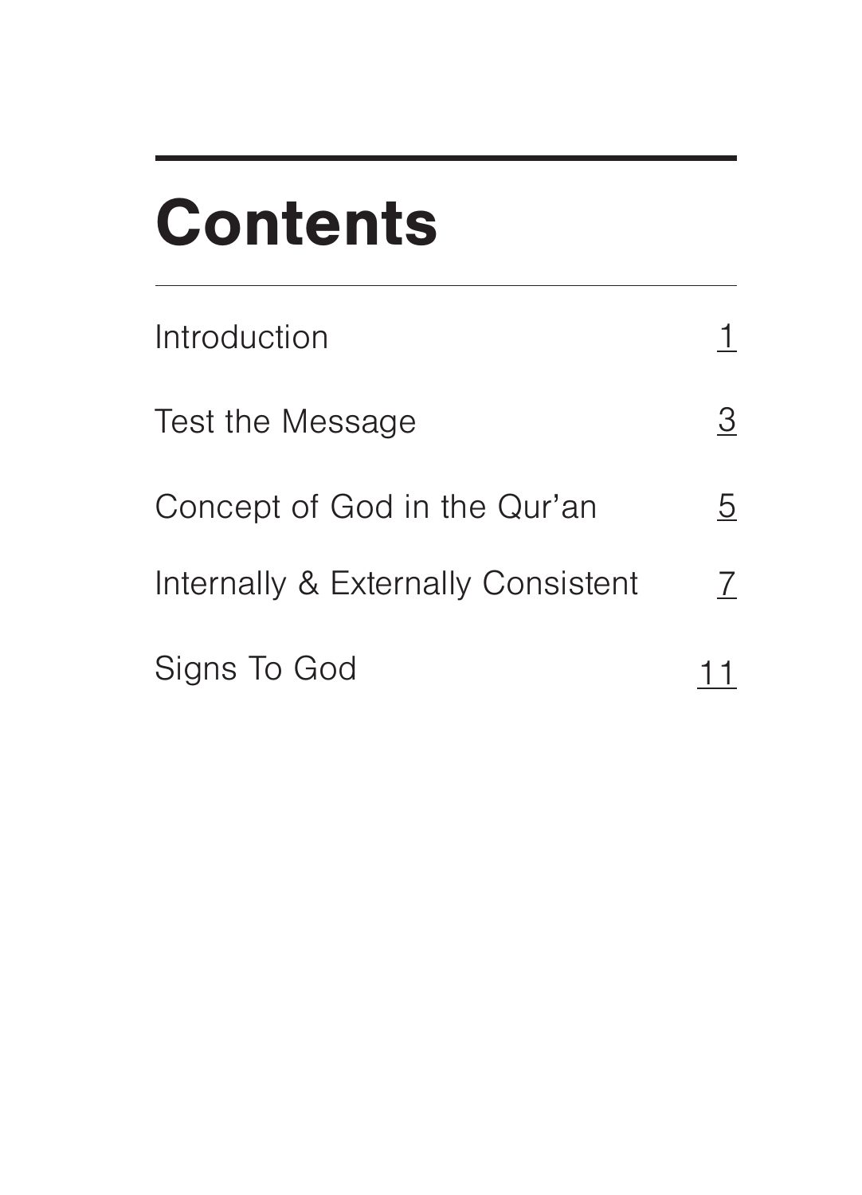# Contents

| | |
|---|---|
| Introduction | 1 |
| Test the Message | 3 |
| Concept of God in the Qur'an | 5 |
| Internally & Externally Consistent | 7 |
| Signs To God | 11 |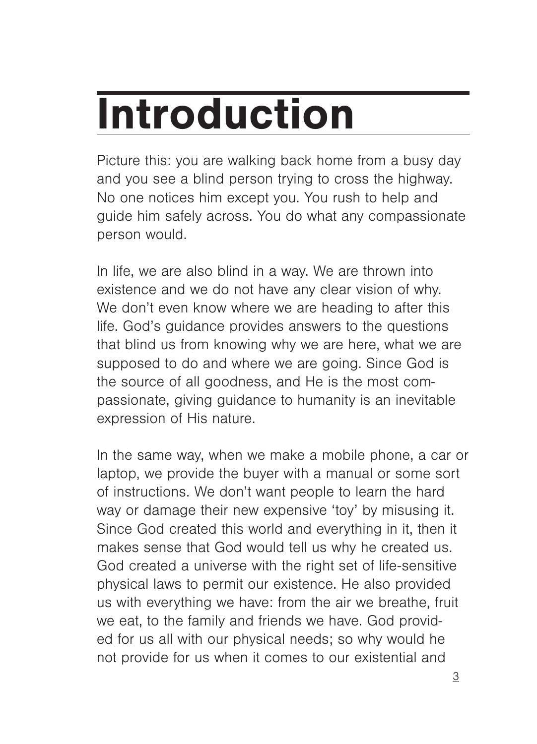# Introduction

Picture this: you are walking back home from a busy day and you see a blind person trying to cross the highway. No one notices him except you. You rush to help and guide him safely across. You do what any compassionate person would.

In life, we are also blind in a way. We are thrown into existence and we do not have any clear vision of why. We don't even know where we are heading to after this life. God's guidance provides answers to the questions that blind us from knowing why we are here, what we are supposed to do and where we are going. Since God is the source of all goodness, and He is the most compassionate, giving guidance to humanity is an inevitable expression of His nature.

In the same way, when we make a mobile phone, a car or laptop, we provide the buyer with a manual or some sort of instructions. We don't want people to learn the hard way or damage their new expensive 'toy' by misusing it. Since God created this world and everything in it, then it makes sense that God would tell us why he created us. God created a universe with the right set of life-sensitive physical laws to permit our existence. He also provided us with everything we have: from the air we breathe, fruit we eat, to the family and friends we have. God provided for us all with our physical needs; so why would he not provide for us when it comes to our existential and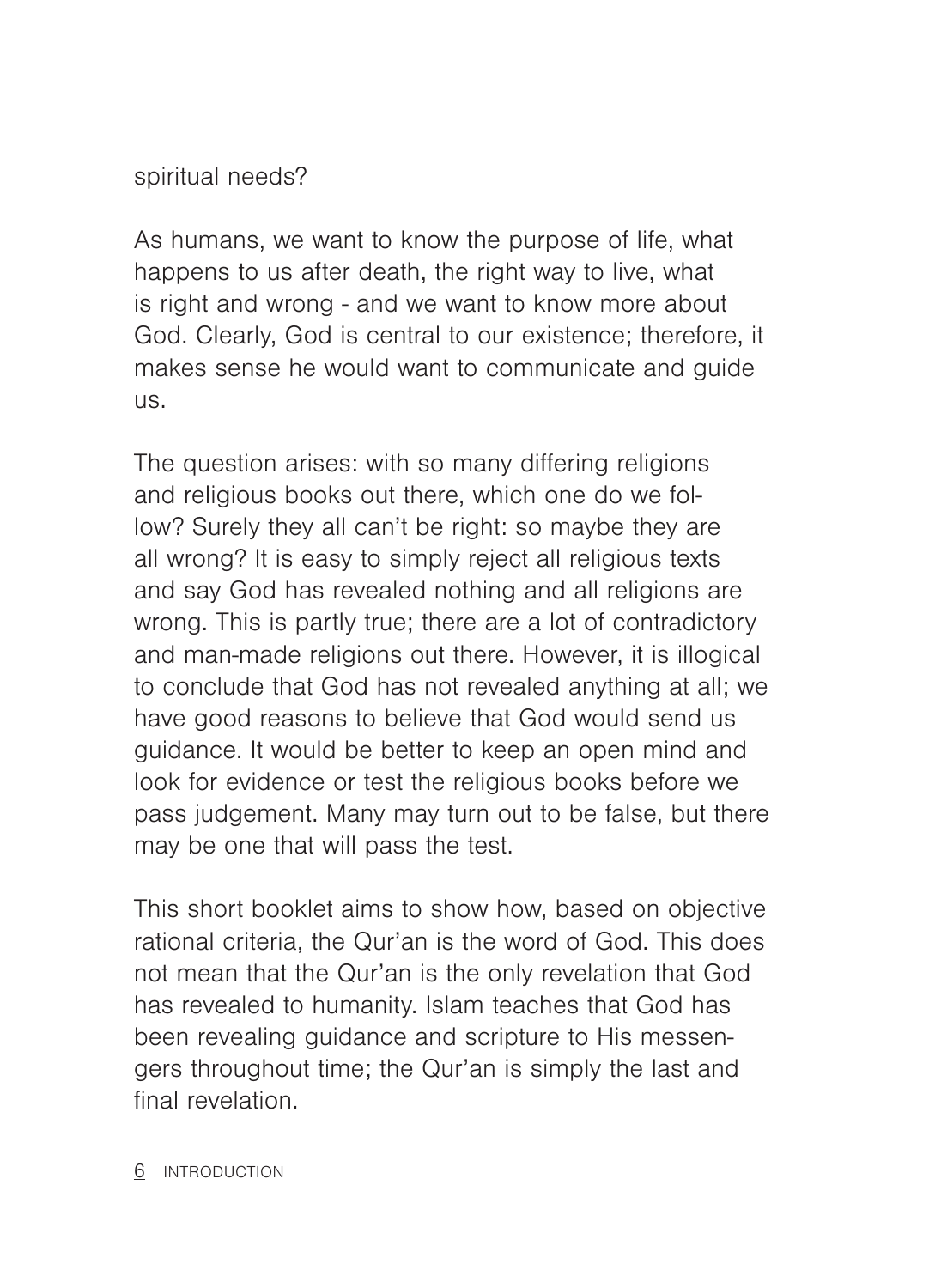spiritual needs?

As humans, we want to know the purpose of life, what happens to us after death, the right way to live, what is right and wrong - and we want to know more about God. Clearly, God is central to our existence; therefore, it makes sense he would want to communicate and guide us.

The question arises: with so many differing religions and religious books out there, which one do we follow? Surely they all can't be right: so maybe they are all wrong? It is easy to simply reject all religious texts and say God has revealed nothing and all religions are wrong. This is partly true; there are a lot of contradictory and man-made religions out there. However, it is illogical to conclude that God has not revealed anything at all; we have good reasons to believe that God would send us guidance. It would be better to keep an open mind and look for evidence or test the religious books before we pass judgement. Many may turn out to be false, but there may be one that will pass the test.

This short booklet aims to show how, based on objective rational criteria, the Qur'an is the word of God. This does not mean that the Qur'an is the only revelation that God has revealed to humanity. Islam teaches that God has been revealing guidance and scripture to His messengers throughout time; the Qur'an is simply the last and final revelation.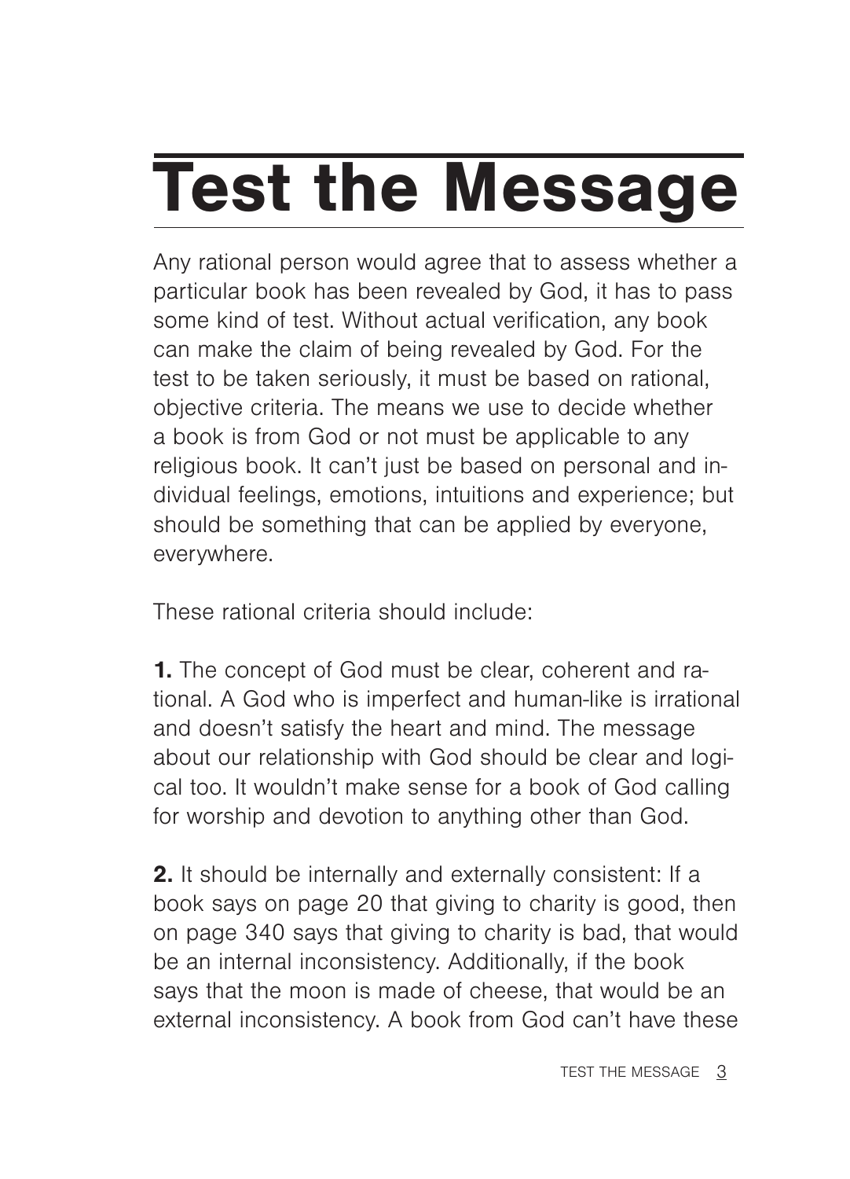# Test the Message

Any rational person would agree that to assess whether a particular book has been revealed by God, it has to pass some kind of test. Without actual verification, any book can make the claim of being revealed by God. For the test to be taken seriously, it must be based on rational, objective criteria. The means we use to decide whether a book is from God or not must be applicable to any religious book. It can't just be based on personal and individual feelings, emotions, intuitions and experience; but should be something that can be applied by everyone, everywhere.

These rational criteria should include:

**1.** The concept of God must be clear, coherent and rational. A God who is imperfect and human-like is irrational and doesn't satisfy the heart and mind. The message about our relationship with God should be clear and logical too. It wouldn't make sense for a book of God calling for worship and devotion to anything other than God.

**2.** It should be internally and externally consistent: If a book says on page 20 that giving to charity is good, then on page 340 says that giving to charity is bad, that would be an internal inconsistency. Additionally, if the book says that the moon is made of cheese, that would be an external inconsistency. A book from God can't have these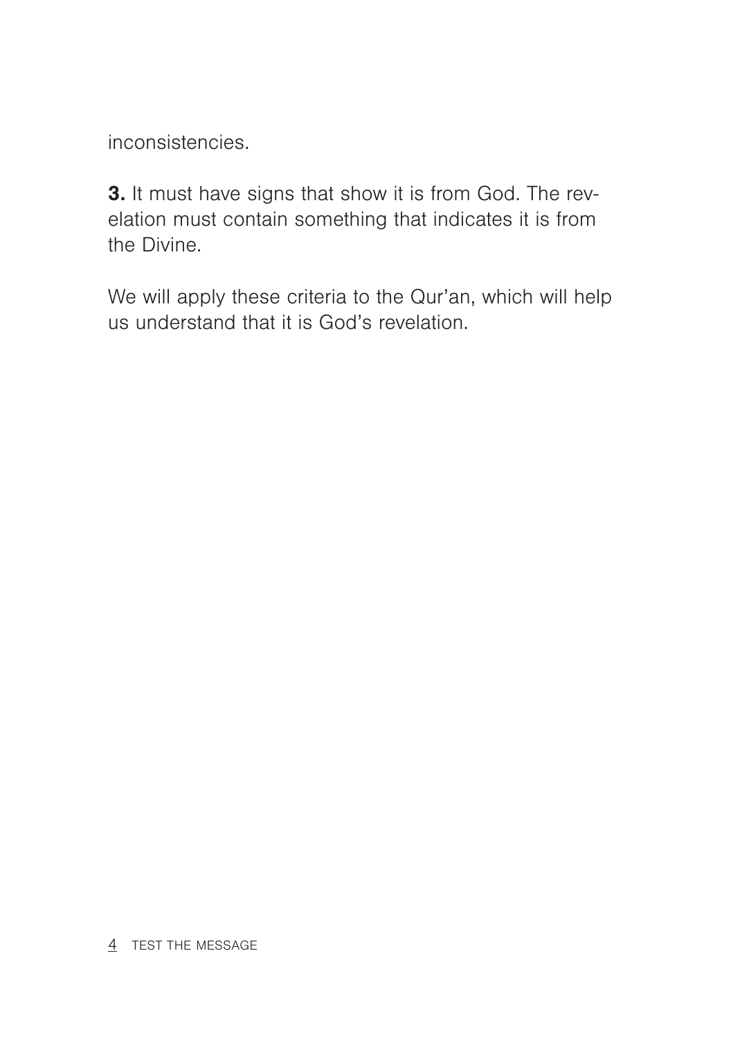inconsistencies.

**3.** It must have signs that show it is from God. The revelation must contain something that indicates it is from the Divine.

We will apply these criteria to the Qur'an, which will help us understand that it is God's revelation.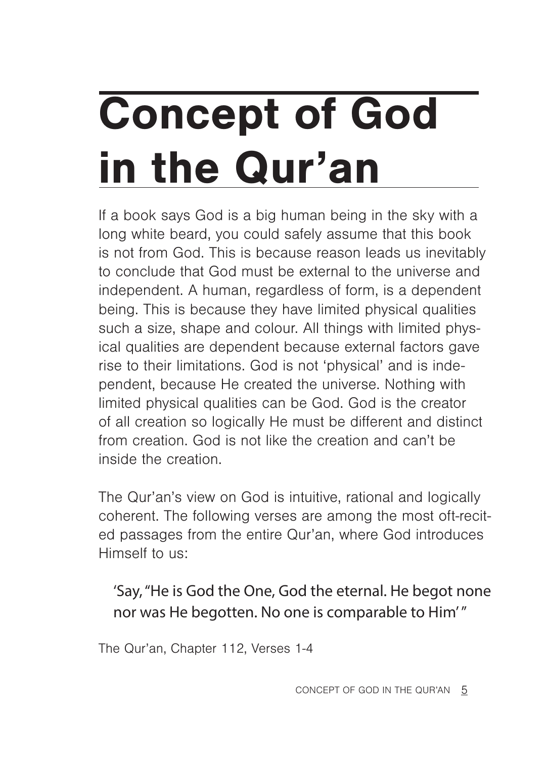# Concept of God in the Qur'an

If a book says God is a big human being in the sky with a long white beard, you could safely assume that this book is not from God. This is because reason leads us inevitably to conclude that God must be external to the universe and independent. A human, regardless of form, is a dependent being. This is because they have limited physical qualities such a size, shape and colour. All things with limited physical qualities are dependent because external factors gave rise to their limitations. God is not 'physical' and is independent, because He created the universe. Nothing with limited physical qualities can be God. God is the creator of all creation so logically He must be different and distinct from creation. God is not like the creation and can't be inside the creation.

The Qur'an's view on God is intuitive, rational and logically coherent. The following verses are among the most oft-recited passages from the entire Qur'an, where God introduces Himself to us:

> 'Say, "He is God the One, God the eternal. He begot none nor was He begotten. No one is comparable to Him' "

The Qur'an, Chapter 112, Verses 1-4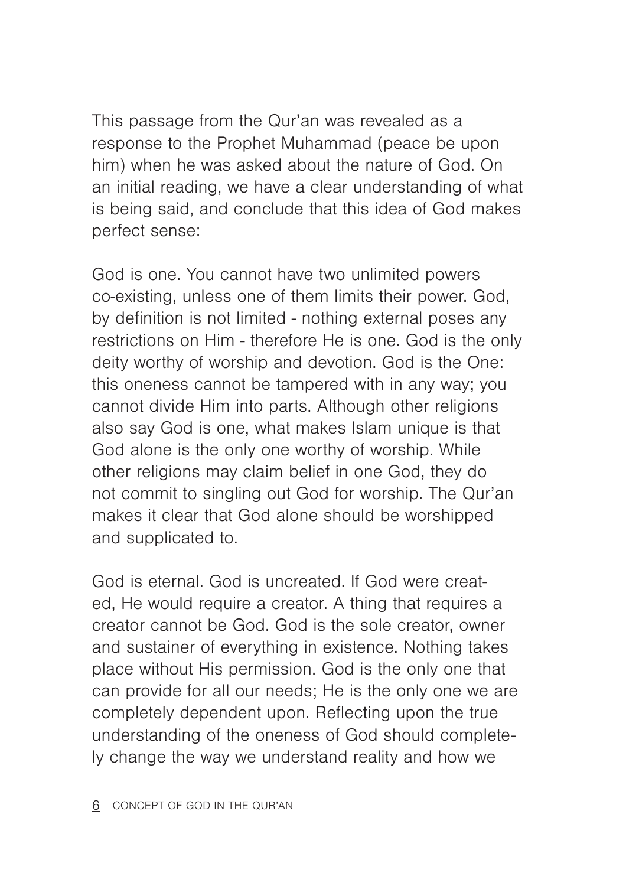This passage from the Qur'an was revealed as a response to the Prophet Muhammad (peace be upon him) when he was asked about the nature of God. On an initial reading, we have a clear understanding of what is being said, and conclude that this idea of God makes perfect sense:

God is one. You cannot have two unlimited powers co-existing, unless one of them limits their power. God, by definition is not limited - nothing external poses any restrictions on Him - therefore He is one. God is the only deity worthy of worship and devotion. God is the One: this oneness cannot be tampered with in any way; you cannot divide Him into parts. Although other religions also say God is one, what makes Islam unique is that God alone is the only one worthy of worship. While other religions may claim belief in one God, they do not commit to singling out God for worship. The Qur'an makes it clear that God alone should be worshipped and supplicated to.

God is eternal. God is uncreated. If God were created, He would require a creator. A thing that requires a creator cannot be God. God is the sole creator, owner and sustainer of everything in existence. Nothing takes place without His permission. God is the only one that can provide for all our needs; He is the only one we are completely dependent upon. Reflecting upon the true understanding of the oneness of God should completely change the way we understand reality and how we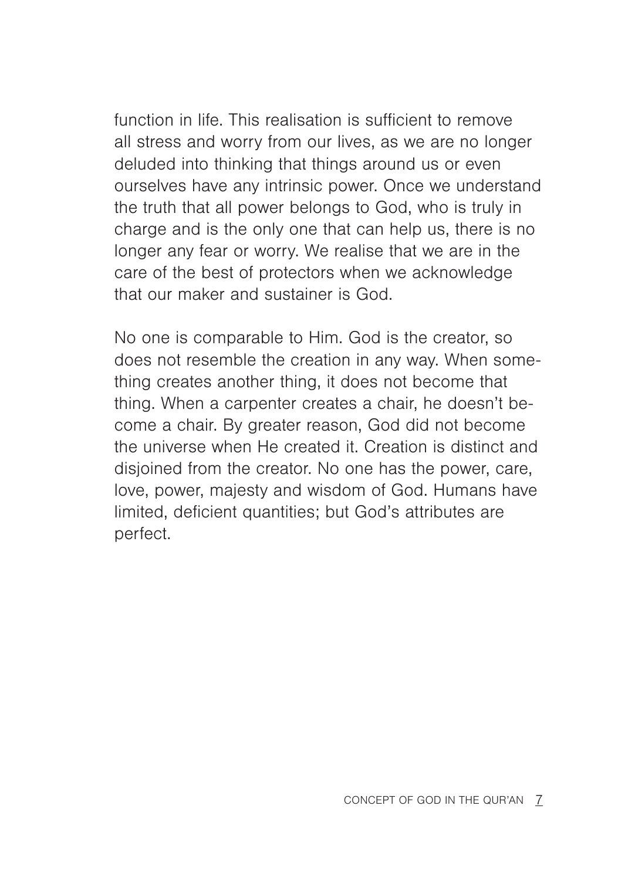function in life. This realisation is sufficient to remove all stress and worry from our lives, as we are no longer deluded into thinking that things around us or even ourselves have any intrinsic power. Once we understand the truth that all power belongs to God, who is truly in charge and is the only one that can help us, there is no longer any fear or worry. We realise that we are in the care of the best of protectors when we acknowledge that our maker and sustainer is God.

No one is comparable to Him. God is the creator, so does not resemble the creation in any way. When something creates another thing, it does not become that thing. When a carpenter creates a chair, he doesn't become a chair. By greater reason, God did not become the universe when He created it. Creation is distinct and disjoined from the creator. No one has the power, care, love, power, majesty and wisdom of God. Humans have limited, deficient quantities; but God's attributes are perfect.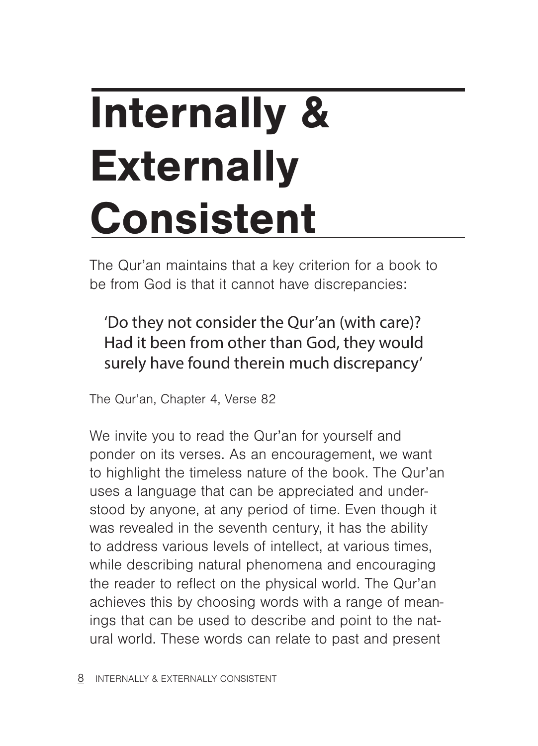# Internally & Externally Consistent

The Qur'an maintains that a key criterion for a book to be from God is that it cannot have discrepancies:

> 'Do they not consider the Qur'an (with care)? Had it been from other than God, they would surely have found therein much discrepancy'

The Qur'an, Chapter 4, Verse 82

We invite you to read the Qur'an for yourself and ponder on its verses. As an encouragement, we want to highlight the timeless nature of the book. The Qur'an uses a language that can be appreciated and understood by anyone, at any period of time. Even though it was revealed in the seventh century, it has the ability to address various levels of intellect, at various times, while describing natural phenomena and encouraging the reader to reflect on the physical world. The Qur'an achieves this by choosing words with a range of meanings that can be used to describe and point to the natural world. These words can relate to past and present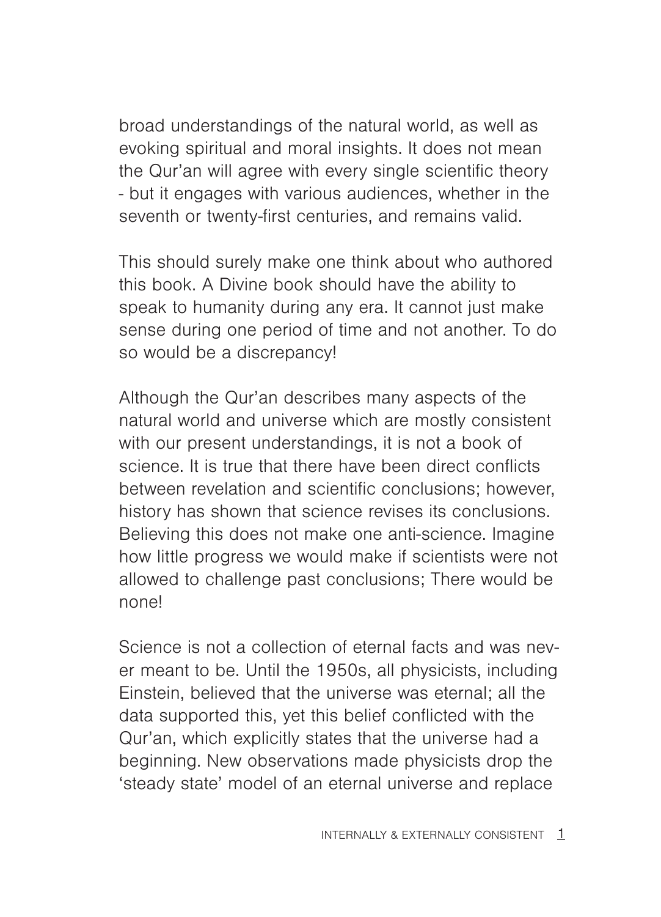broad understandings of the natural world, as well as evoking spiritual and moral insights. It does not mean the Qur'an will agree with every single scientific theory - but it engages with various audiences, whether in the seventh or twenty-first centuries, and remains valid.

This should surely make one think about who authored this book. A Divine book should have the ability to speak to humanity during any era. It cannot just make sense during one period of time and not another. To do so would be a discrepancy!

Although the Qur'an describes many aspects of the natural world and universe which are mostly consistent with our present understandings, it is not a book of science. It is true that there have been direct conflicts between revelation and scientific conclusions; however, history has shown that science revises its conclusions. Believing this does not make one anti-science. Imagine how little progress we would make if scientists were not allowed to challenge past conclusions; There would be none!

Science is not a collection of eternal facts and was never meant to be. Until the 1950s, all physicists, including Einstein, believed that the universe was eternal; all the data supported this, yet this belief conflicted with the Qur'an, which explicitly states that the universe had a beginning. New observations made physicists drop the 'steady state' model of an eternal universe and replace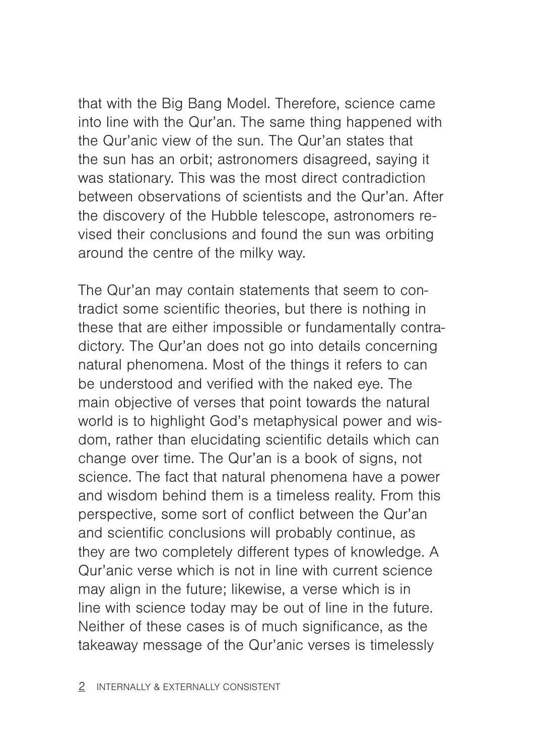that with the Big Bang Model. Therefore, science came into line with the Qur'an. The same thing happened with the Qur'anic view of the sun. The Qur'an states that the sun has an orbit; astronomers disagreed, saying it was stationary. This was the most direct contradiction between observations of scientists and the Qur'an. After the discovery of the Hubble telescope, astronomers revised their conclusions and found the sun was orbiting around the centre of the milky way.

The Qur'an may contain statements that seem to contradict some scientific theories, but there is nothing in these that are either impossible or fundamentally contradictory. The Qur'an does not go into details concerning natural phenomena. Most of the things it refers to can be understood and verified with the naked eye. The main objective of verses that point towards the natural world is to highlight God's metaphysical power and wisdom, rather than elucidating scientific details which can change over time. The Qur'an is a book of signs, not science. The fact that natural phenomena have a power and wisdom behind them is a timeless reality. From this perspective, some sort of conflict between the Qur'an and scientific conclusions will probably continue, as they are two completely different types of knowledge. A Qur'anic verse which is not in line with current science may align in the future; likewise, a verse which is in line with science today may be out of line in the future. Neither of these cases is of much significance, as the takeaway message of the Qur'anic verses is timelessly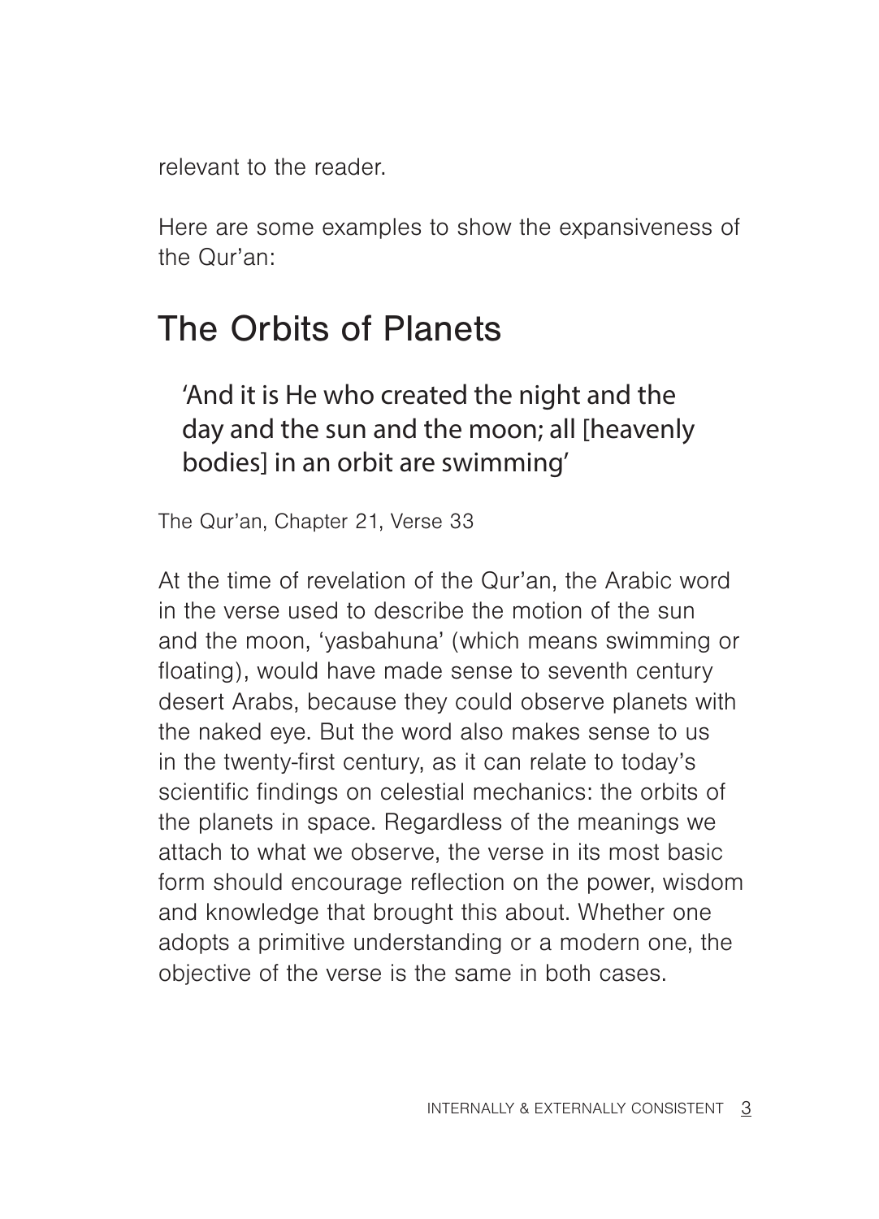relevant to the reader.

Here are some examples to show the expansiveness of the Qur'an:

## The Orbits of Planets

> 'And it is He who created the night and the day and the sun and the moon; all [heavenly bodies] in an orbit are swimming'

The Qur'an, Chapter 21, Verse 33

At the time of revelation of the Qur'an, the Arabic word in the verse used to describe the motion of the sun and the moon, 'yasbahuna' (which means swimming or floating), would have made sense to seventh century desert Arabs, because they could observe planets with the naked eye. But the word also makes sense to us in the twenty-first century, as it can relate to today's scientific findings on celestial mechanics: the orbits of the planets in space. Regardless of the meanings we attach to what we observe, the verse in its most basic form should encourage reflection on the power, wisdom and knowledge that brought this about. Whether one adopts a primitive understanding or a modern one, the objective of the verse is the same in both cases.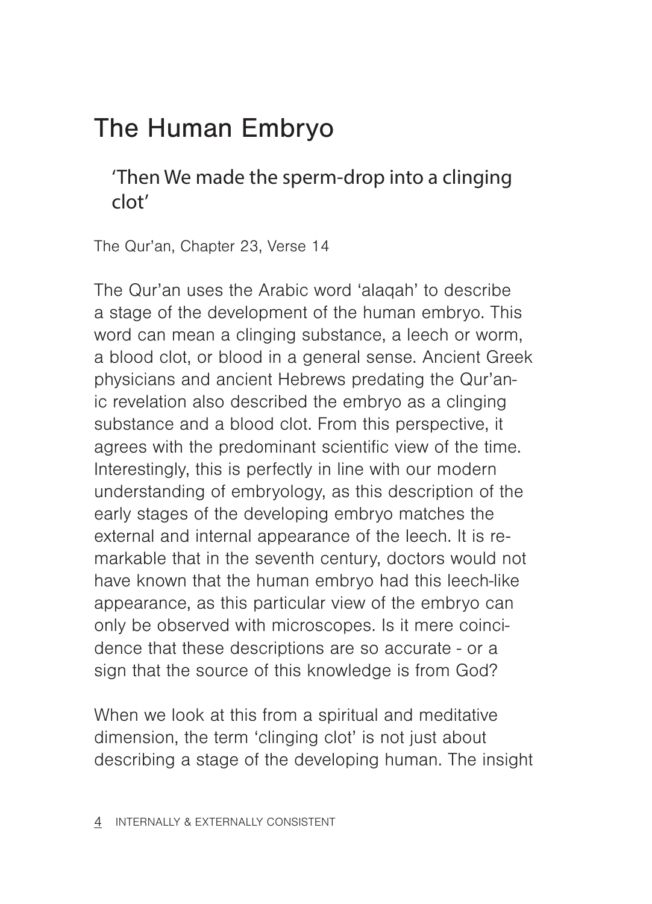# The Human Embryo

> 'Then We made the sperm-drop into a clinging clot'

The Qur'an, Chapter 23, Verse 14

The Qur'an uses the Arabic word 'alaqah' to describe a stage of the development of the human embryo. This word can mean a clinging substance, a leech or worm, a blood clot, or blood in a general sense. Ancient Greek physicians and ancient Hebrews predating the Qur'anic revelation also described the embryo as a clinging substance and a blood clot. From this perspective, it agrees with the predominant scientific view of the time. Interestingly, this is perfectly in line with our modern understanding of embryology, as this description of the early stages of the developing embryo matches the external and internal appearance of the leech. It is remarkable that in the seventh century, doctors would not have known that the human embryo had this leech-like appearance, as this particular view of the embryo can only be observed with microscopes. Is it mere coincidence that these descriptions are so accurate - or a sign that the source of this knowledge is from God?

When we look at this from a spiritual and meditative dimension, the term 'clinging clot' is not just about describing a stage of the developing human. The insight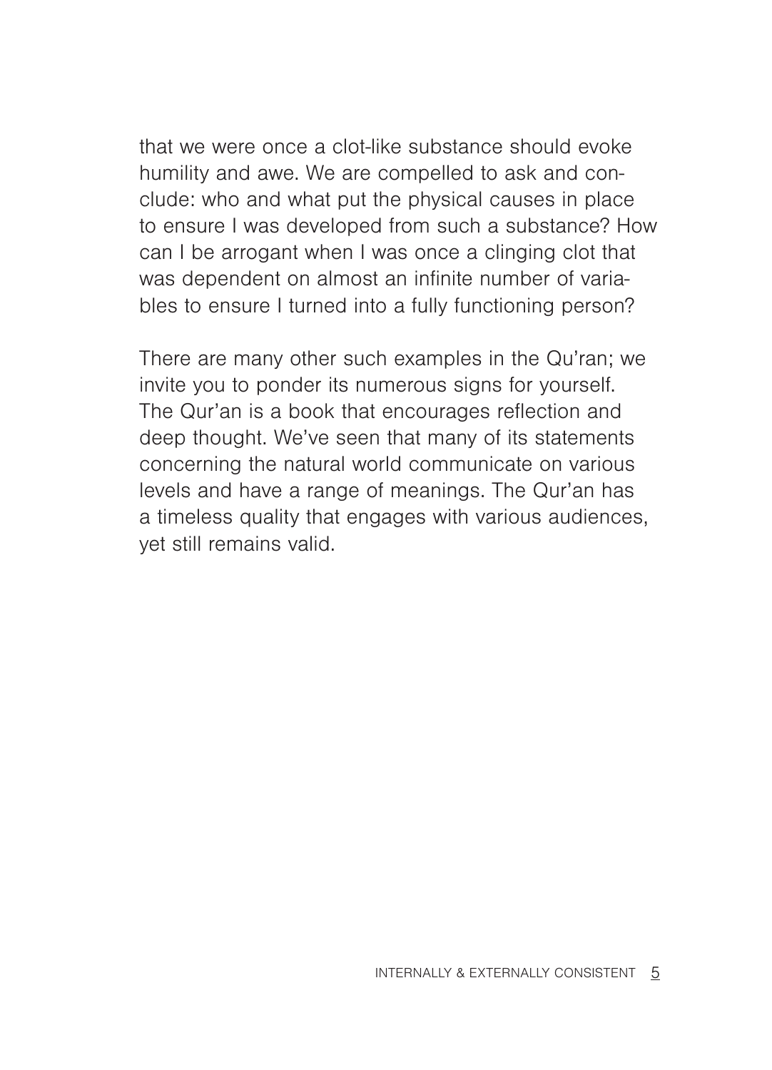that we were once a clot-like substance should evoke humility and awe. We are compelled to ask and conclude: who and what put the physical causes in place to ensure I was developed from such a substance? How can I be arrogant when I was once a clinging clot that was dependent on almost an infinite number of variables to ensure I turned into a fully functioning person?

There are many other such examples in the Qu'ran; we invite you to ponder its numerous signs for yourself. The Qur'an is a book that encourages reflection and deep thought. We've seen that many of its statements concerning the natural world communicate on various levels and have a range of meanings. The Qur'an has a timeless quality that engages with various audiences, yet still remains valid.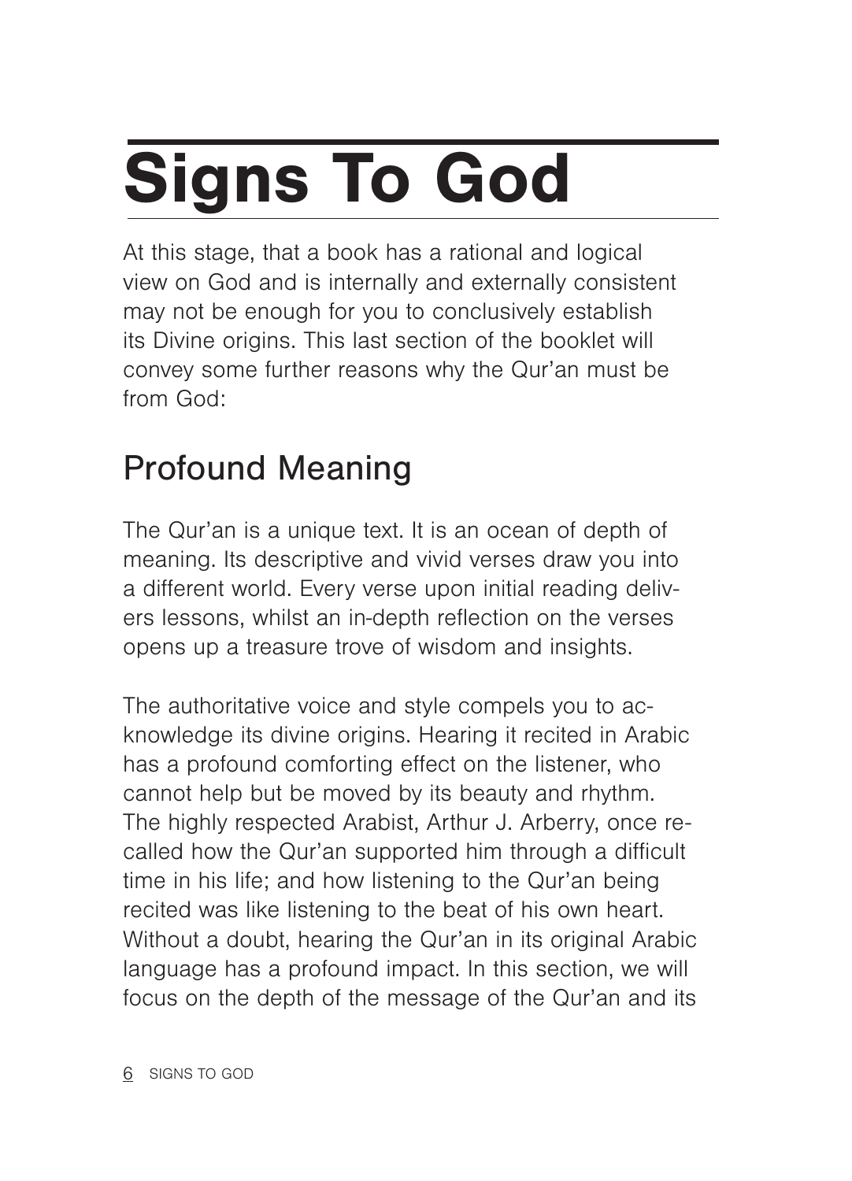# Signs To God

At this stage, that a book has a rational and logical view on God and is internally and externally consistent may not be enough for you to conclusively establish its Divine origins. This last section of the booklet will convey some further reasons why the Qur'an must be from God:

## Profound Meaning

The Qur'an is a unique text. It is an ocean of depth of meaning. Its descriptive and vivid verses draw you into a different world. Every verse upon initial reading delivers lessons, whilst an in-depth reflection on the verses opens up a treasure trove of wisdom and insights.

The authoritative voice and style compels you to acknowledge its divine origins. Hearing it recited in Arabic has a profound comforting effect on the listener, who cannot help but be moved by its beauty and rhythm. The highly respected Arabist, Arthur J. Arberry, once recalled how the Qur'an supported him through a difficult time in his life; and how listening to the Qur'an being recited was like listening to the beat of his own heart. Without a doubt, hearing the Qur'an in its original Arabic language has a profound impact. In this section, we will focus on the depth of the message of the Qur'an and its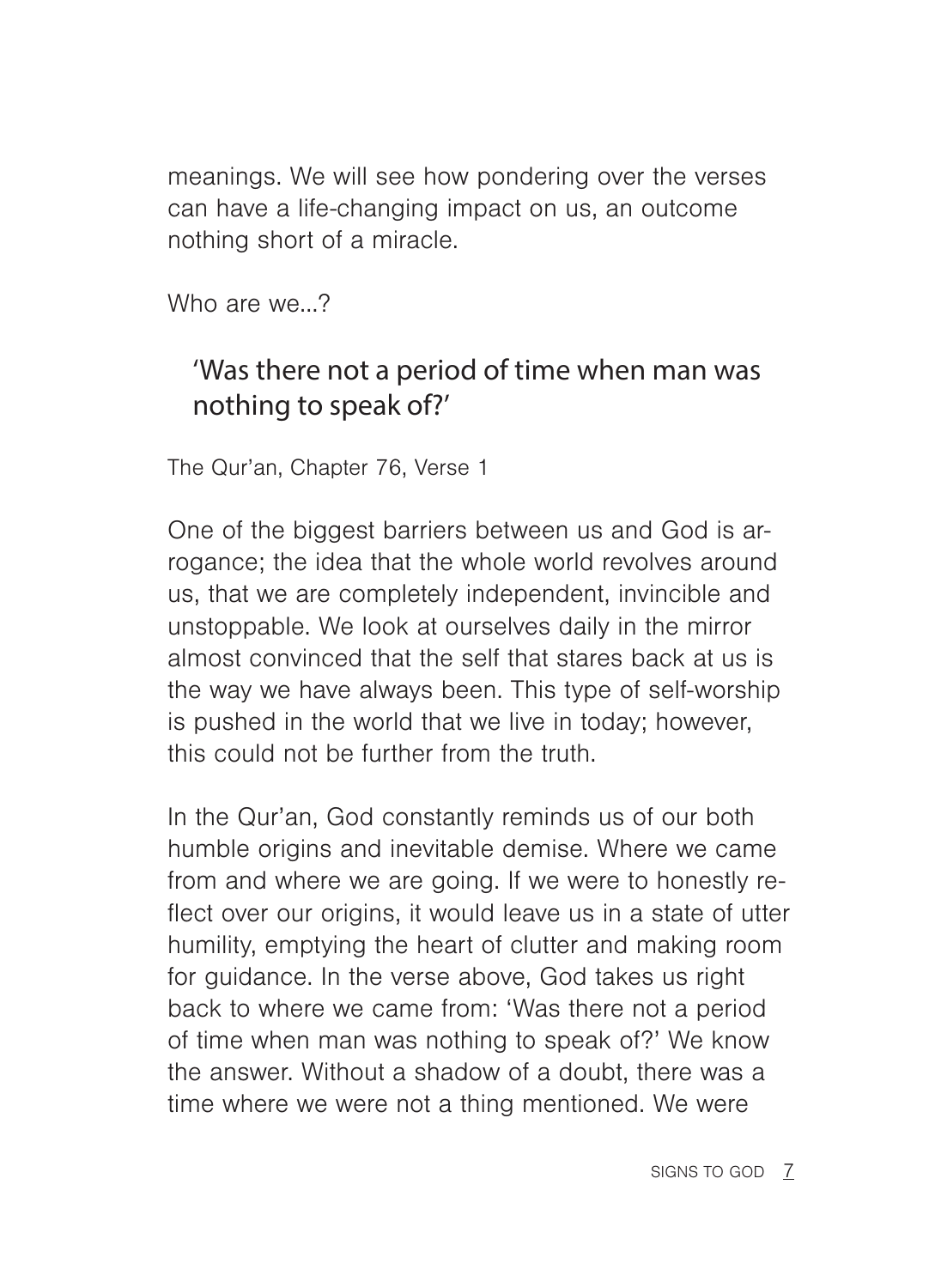meanings. We will see how pondering over the verses can have a life-changing impact on us, an outcome nothing short of a miracle.

Who are we...?

> 'Was there not a period of time when man was nothing to speak of?'

The Qur'an, Chapter 76, Verse 1

One of the biggest barriers between us and God is arrogance; the idea that the whole world revolves around us, that we are completely independent, invincible and unstoppable. We look at ourselves daily in the mirror almost convinced that the self that stares back at us is the way we have always been. This type of self-worship is pushed in the world that we live in today; however, this could not be further from the truth.

In the Qur'an, God constantly reminds us of our both humble origins and inevitable demise. Where we came from and where we are going. If we were to honestly reflect over our origins, it would leave us in a state of utter humility, emptying the heart of clutter and making room for guidance. In the verse above, God takes us right back to where we came from: 'Was there not a period of time when man was nothing to speak of?' We know the answer. Without a shadow of a doubt, there was a time where we were not a thing mentioned. We were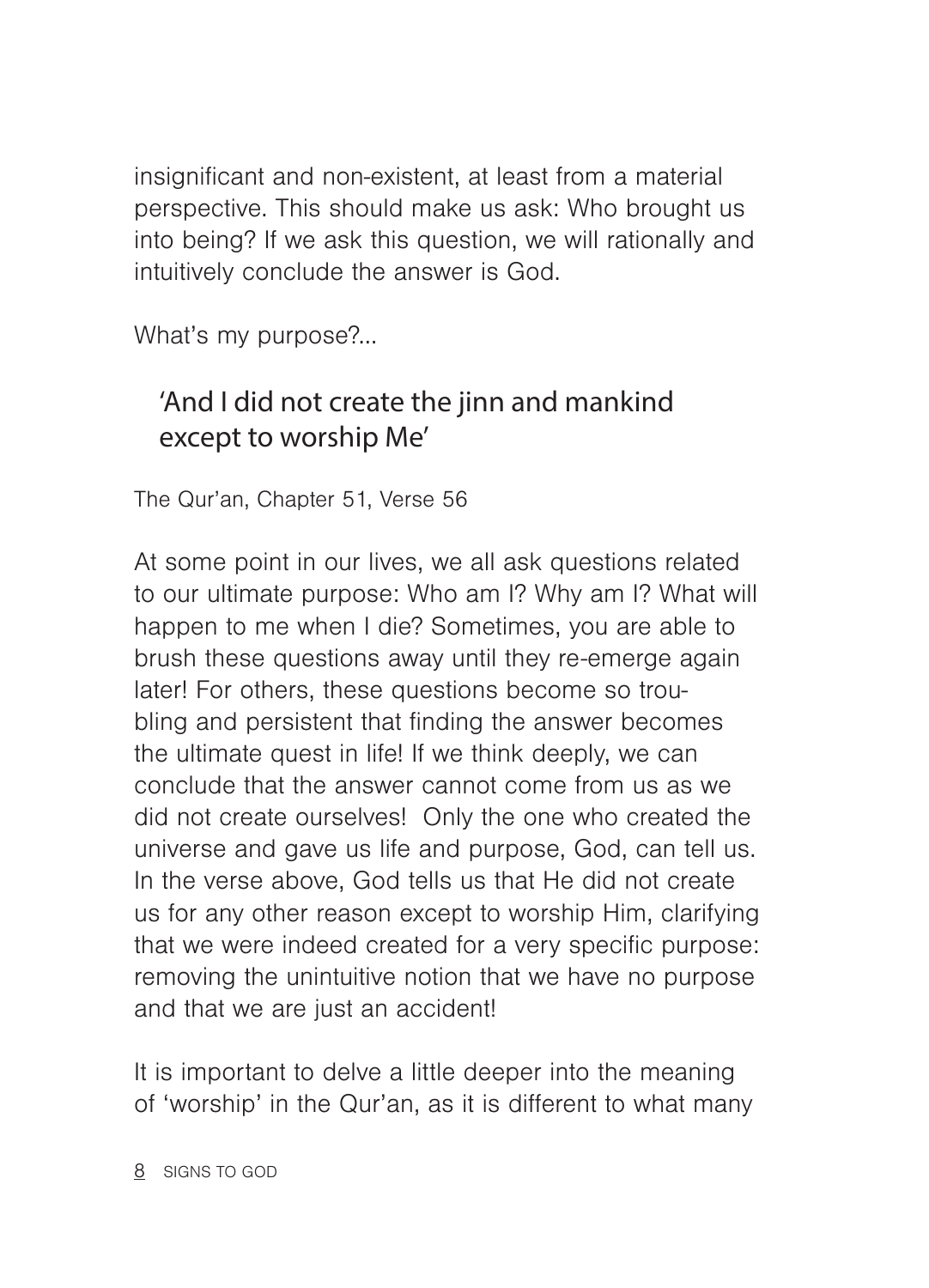insignificant and non-existent, at least from a material perspective. This should make us ask: Who brought us into being? If we ask this question, we will rationally and intuitively conclude the answer is God.

What's my purpose?...

> 'And I did not create the jinn and mankind except to worship Me'

The Qur'an, Chapter 51, Verse 56

At some point in our lives, we all ask questions related to our ultimate purpose: Who am I? Why am I? What will happen to me when I die? Sometimes, you are able to brush these questions away until they re-emerge again later! For others, these questions become so troubling and persistent that finding the answer becomes the ultimate quest in life! If we think deeply, we can conclude that the answer cannot come from us as we did not create ourselves! Only the one who created the universe and gave us life and purpose, God, can tell us. In the verse above, God tells us that He did not create us for any other reason except to worship Him, clarifying that we were indeed created for a very specific purpose: removing the unintuitive notion that we have no purpose and that we are just an accident!

It is important to delve a little deeper into the meaning of 'worship' in the Qur'an, as it is different to what many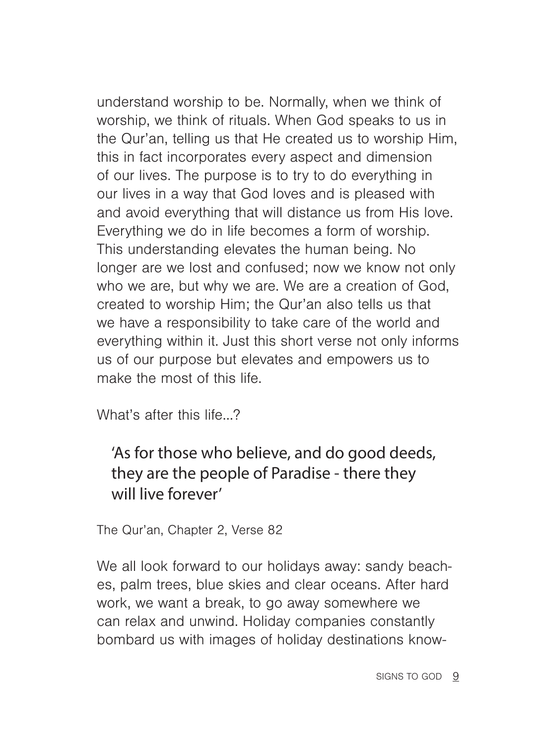understand worship to be. Normally, when we think of worship, we think of rituals. When God speaks to us in the Qur'an, telling us that He created us to worship Him, this in fact incorporates every aspect and dimension of our lives. The purpose is to try to do everything in our lives in a way that God loves and is pleased with and avoid everything that will distance us from His love. Everything we do in life becomes a form of worship. This understanding elevates the human being. No longer are we lost and confused; now we know not only who we are, but why we are. We are a creation of God, created to worship Him; the Qur'an also tells us that we have a responsibility to take care of the world and everything within it. Just this short verse not only informs us of our purpose but elevates and empowers us to make the most of this life.

What's after this life...?

> 'As for those who believe, and do good deeds, they are the people of Paradise - there they will live forever'

The Qur'an, Chapter 2, Verse 82

We all look forward to our holidays away: sandy beaches, palm trees, blue skies and clear oceans. After hard work, we want a break, to go away somewhere we can relax and unwind. Holiday companies constantly bombard us with images of holiday destinations know-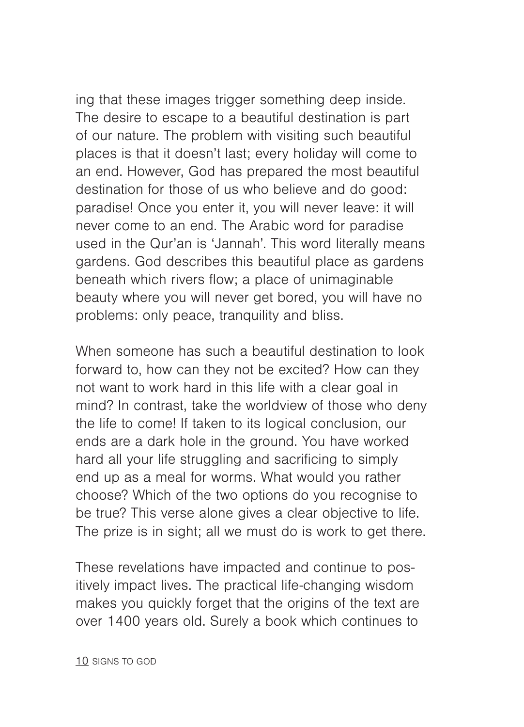ing that these images trigger something deep inside. The desire to escape to a beautiful destination is part of our nature. The problem with visiting such beautiful places is that it doesn't last; every holiday will come to an end. However, God has prepared the most beautiful destination for those of us who believe and do good: paradise! Once you enter it, you will never leave: it will never come to an end. The Arabic word for paradise used in the Qur'an is 'Jannah'. This word literally means gardens. God describes this beautiful place as gardens beneath which rivers flow; a place of unimaginable beauty where you will never get bored, you will have no problems: only peace, tranquility and bliss.

When someone has such a beautiful destination to look forward to, how can they not be excited? How can they not want to work hard in this life with a clear goal in mind? In contrast, take the worldview of those who deny the life to come! If taken to its logical conclusion, our ends are a dark hole in the ground. You have worked hard all your life struggling and sacrificing to simply end up as a meal for worms. What would you rather choose? Which of the two options do you recognise to be true? This verse alone gives a clear objective to life. The prize is in sight; all we must do is work to get there.

These revelations have impacted and continue to positively impact lives. The practical life-changing wisdom makes you quickly forget that the origins of the text are over 1400 years old. Surely a book which continues to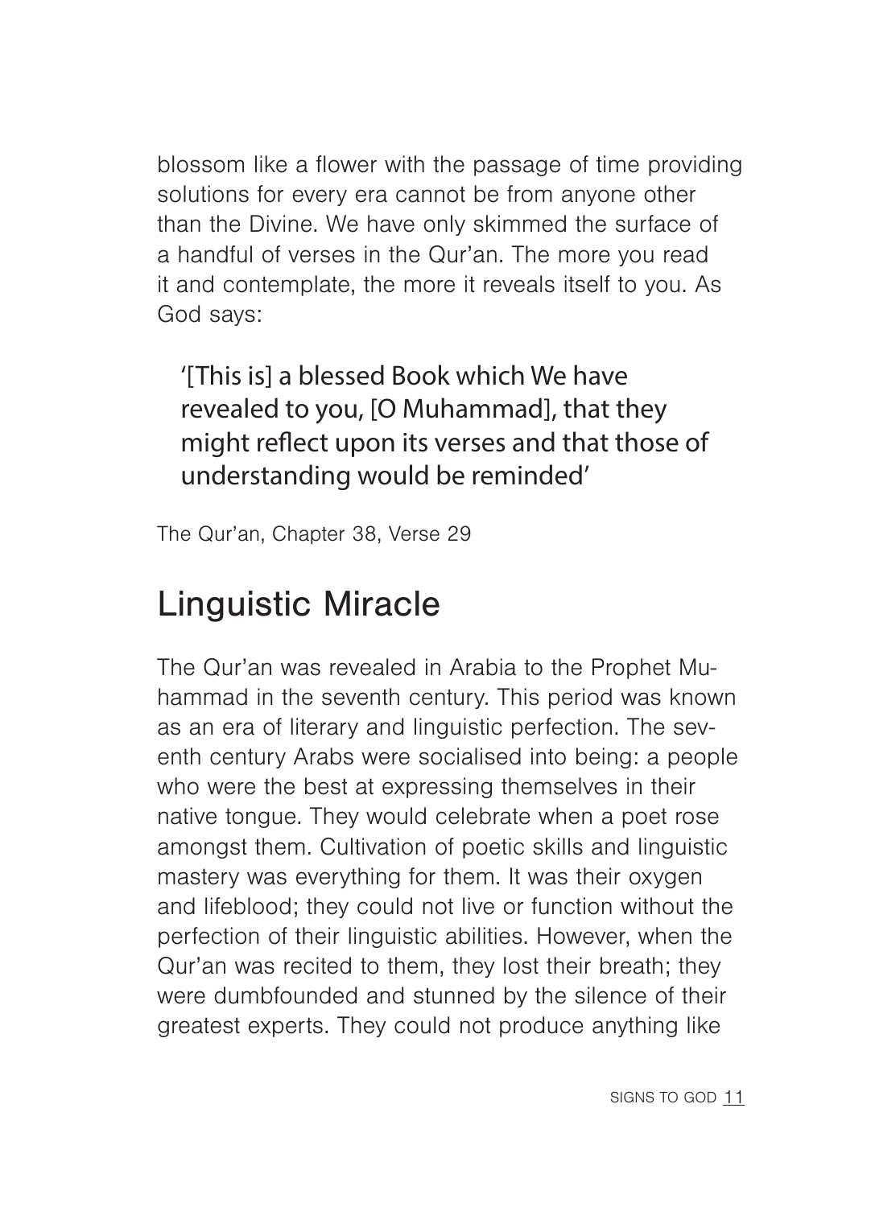blossom like a flower with the passage of time providing solutions for every era cannot be from anyone other than the Divine. We have only skimmed the surface of a handful of verses in the Qur'an. The more you read it and contemplate, the more it reveals itself to you. As God says:

> '[This is] a blessed Book which We have revealed to you, [O Muhammad], that they might reflect upon its verses and that those of understanding would be reminded'

The Qur'an, Chapter 38, Verse 29

## Linguistic Miracle

The Qur'an was revealed in Arabia to the Prophet Muhammad in the seventh century. This period was known as an era of literary and linguistic perfection. The seventh century Arabs were socialised into being: a people who were the best at expressing themselves in their native tongue. They would celebrate when a poet rose amongst them. Cultivation of poetic skills and linguistic mastery was everything for them. It was their oxygen and lifeblood; they could not live or function without the perfection of their linguistic abilities. However, when the Qur'an was recited to them, they lost their breath; they were dumbfounded and stunned by the silence of their greatest experts. They could not produce anything like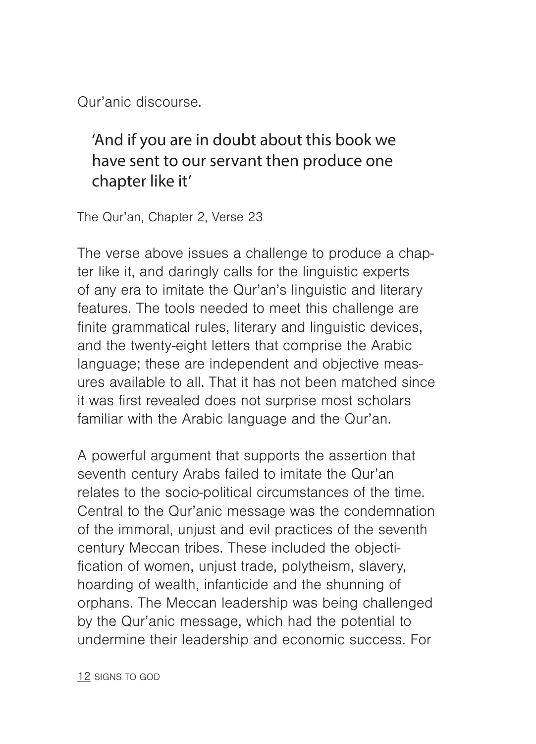Qur'anic discourse.

> 'And if you are in doubt about this book we have sent to our servant then produce one chapter like it'

The Qur'an, Chapter 2, Verse 23

The verse above issues a challenge to produce a chapter like it, and daringly calls for the linguistic experts of any era to imitate the Qur'an's linguistic and literary features. The tools needed to meet this challenge are finite grammatical rules, literary and linguistic devices, and the twenty-eight letters that comprise the Arabic language; these are independent and objective measures available to all. That it has not been matched since it was first revealed does not surprise most scholars familiar with the Arabic language and the Qur'an.

A powerful argument that supports the assertion that seventh century Arabs failed to imitate the Qur'an relates to the socio-political circumstances of the time. Central to the Qur'anic message was the condemnation of the immoral, unjust and evil practices of the seventh century Meccan tribes. These included the objectification of women, unjust trade, polytheism, slavery, hoarding of wealth, infanticide and the shunning of orphans. The Meccan leadership was being challenged by the Qur'anic message, which had the potential to undermine their leadership and economic success. For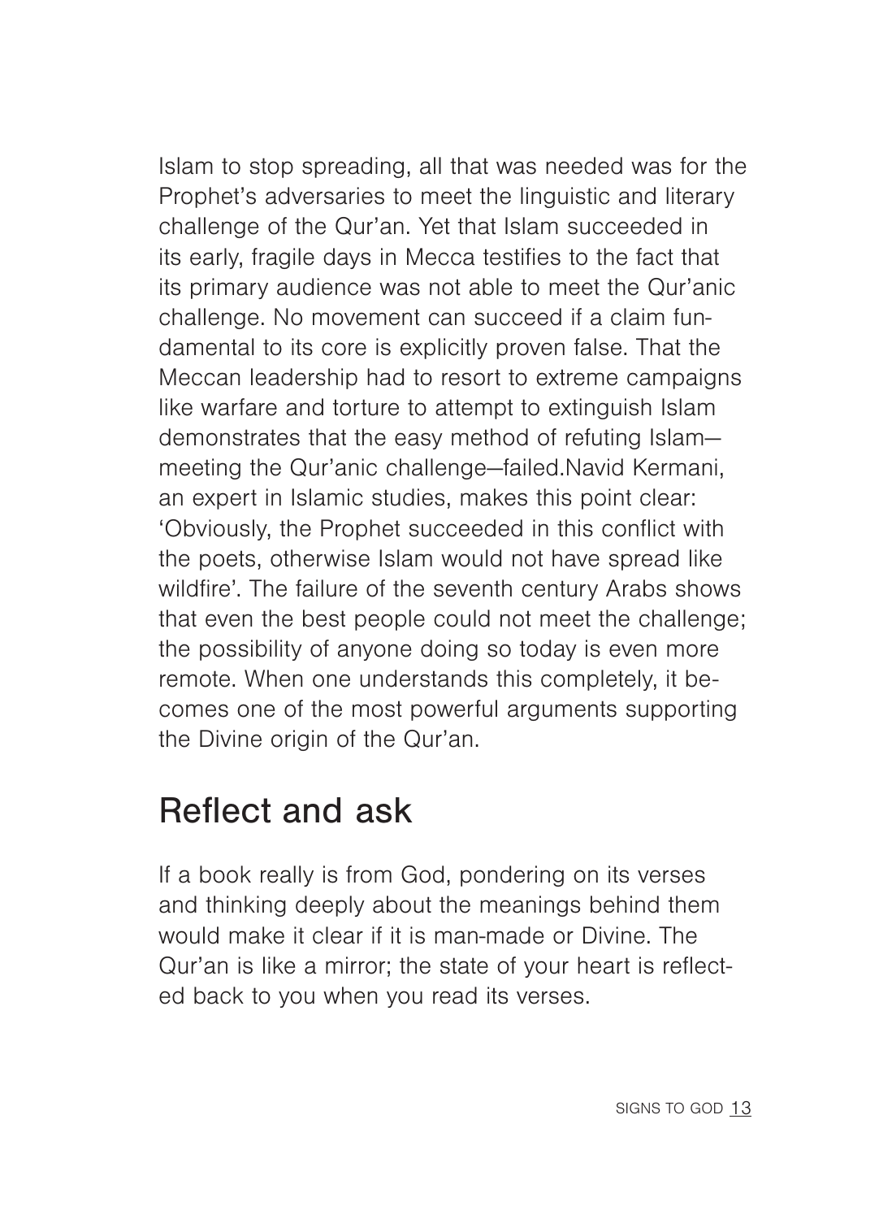Islam to stop spreading, all that was needed was for the Prophet's adversaries to meet the linguistic and literary challenge of the Qur'an. Yet that Islam succeeded in its early, fragile days in Mecca testifies to the fact that its primary audience was not able to meet the Qur'anic challenge. No movement can succeed if a claim fundamental to its core is explicitly proven false. That the Meccan leadership had to resort to extreme campaigns like warfare and torture to attempt to extinguish Islam demonstrates that the easy method of refuting Islam—meeting the Qur'anic challenge—failed.Navid Kermani, an expert in Islamic studies, makes this point clear: 'Obviously, the Prophet succeeded in this conflict with the poets, otherwise Islam would not have spread like wildfire'. The failure of the seventh century Arabs shows that even the best people could not meet the challenge; the possibility of anyone doing so today is even more remote. When one understands this completely, it becomes one of the most powerful arguments supporting the Divine origin of the Qur'an.

## Reflect and ask

If a book really is from God, pondering on its verses and thinking deeply about the meanings behind them would make it clear if it is man-made or Divine. The Qur'an is like a mirror; the state of your heart is reflected back to you when you read its verses.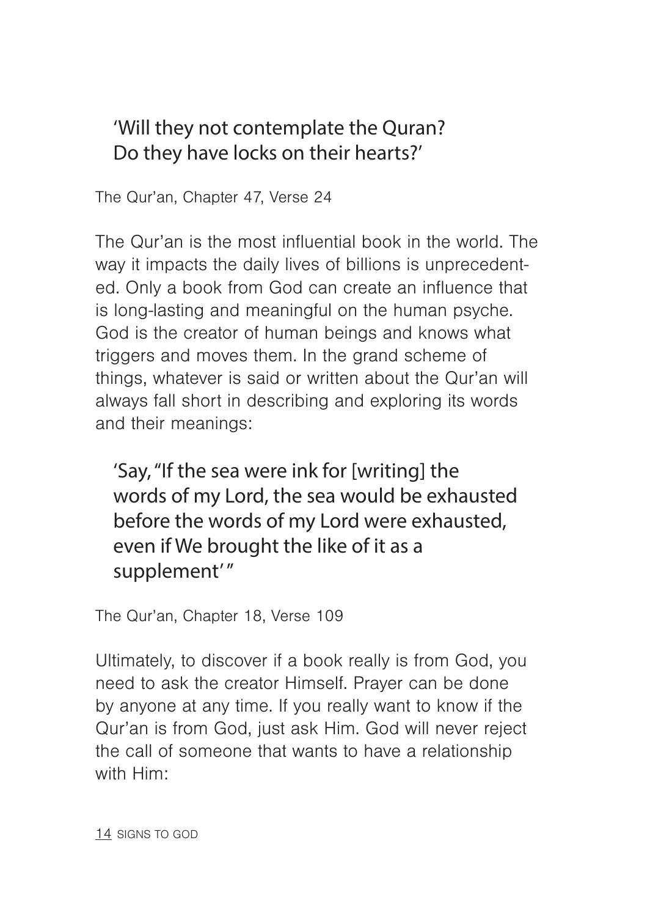> 'Will they not contemplate the Quran? Do they have locks on their hearts?'

The Qur'an, Chapter 47, Verse 24

The Qur'an is the most influential book in the world. The way it impacts the daily lives of billions is unprecedented. Only a book from God can create an influence that is long-lasting and meaningful on the human psyche. God is the creator of human beings and knows what triggers and moves them. In the grand scheme of things, whatever is said or written about the Qur'an will always fall short in describing and exploring its words and their meanings:

> 'Say, "If the sea were ink for [writing] the words of my Lord, the sea would be exhausted before the words of my Lord were exhausted, even if We brought the like of it as a supplement' "

The Qur'an, Chapter 18, Verse 109

Ultimately, to discover if a book really is from God, you need to ask the creator Himself. Prayer can be done by anyone at any time. If you really want to know if the Qur'an is from God, just ask Him. God will never reject the call of someone that wants to have a relationship with Him: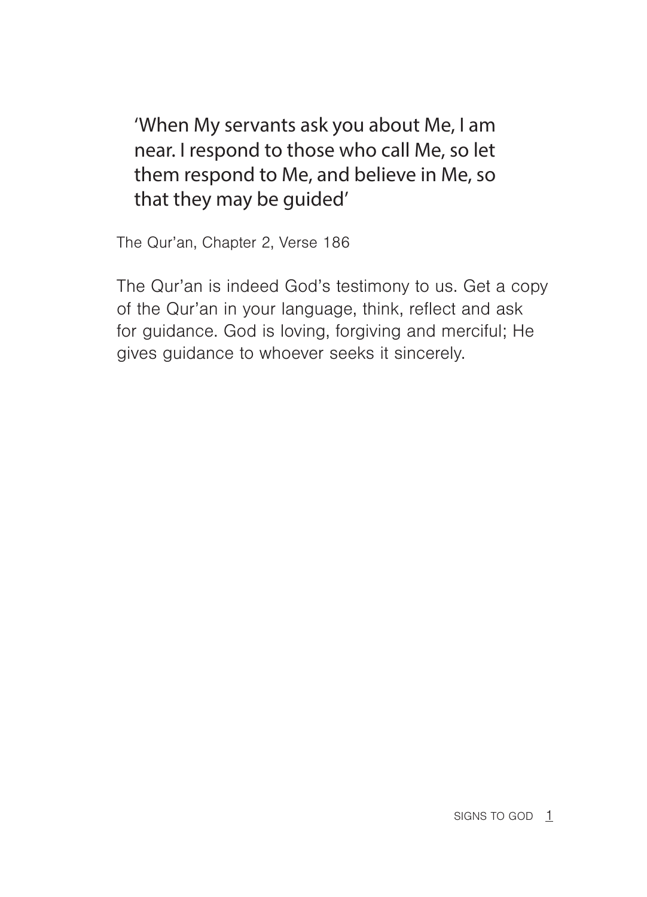> 'When My servants ask you about Me, I am near. I respond to those who call Me, so let them respond to Me, and believe in Me, so that they may be guided'

The Qur'an, Chapter 2, Verse 186

The Qur'an is indeed God's testimony to us. Get a copy of the Qur'an in your language, think, reflect and ask for guidance. God is loving, forgiving and merciful; He gives guidance to whoever seeks it sincerely.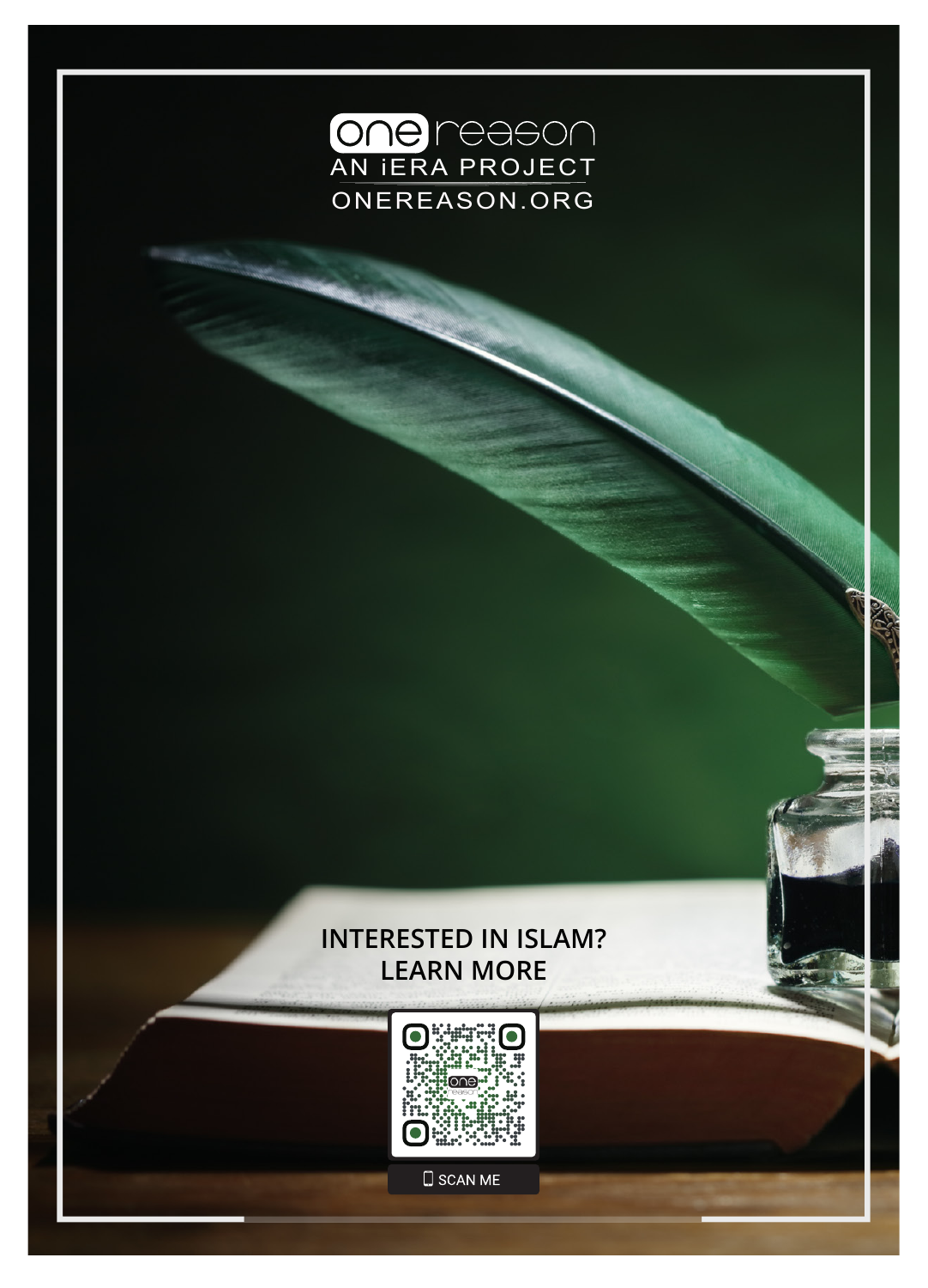one reason

AN iERA PROJECT

ONEREASON.ORG

**INTERESTED IN ISLAM?**
**LEARN MORE**

SCAN ME